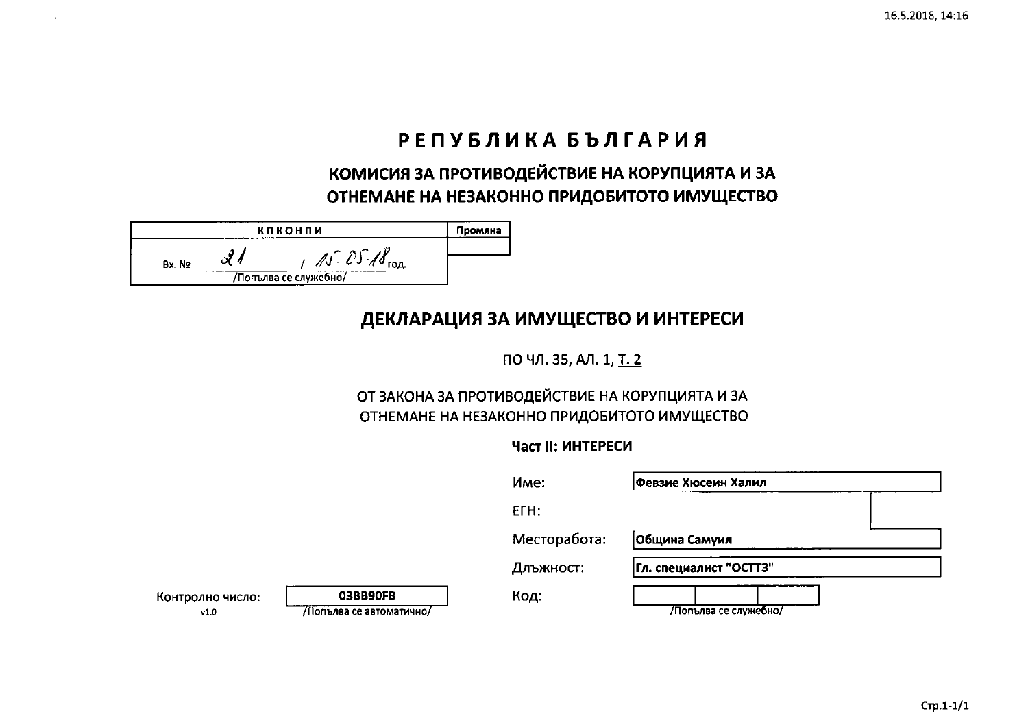# РЕПУБЛИКА БЪЛГАРИЯ

## КОМИСИЯ ЗА ПРОТИВОДЕЙСТВИЕ НА КОРУПЦИЯТА И ЗА ОТНЕМАНЕ НА НЕЗАКОННО ПРИДОБИТОТО ИМУЩЕСТВО

| КПКОНПИ | Промяна |
|---|---|
| Вх. № 21 / 15-05-18 год. /Попълва се служебно/ | |

## ДЕКЛАРАЦИЯ ЗА ИМУЩЕСТВО И ИНТЕРЕСИ

ПО ЧЛ. 35, АЛ. 1, Т. 2

ОТ ЗАКОНА ЗА ПРОТИВОДЕЙСТВИЕ НА КОРУПЦИЯТА И ЗА ОТНЕМАНЕ НА НЕЗАКОННО ПРИДОБИТОТО ИМУЩЕСТВО

**Част II: ИНТЕРЕСИ**

| | |
|---|---|
| Име: | Февзие Хюсеин Халил |
| ЕГН: | |
| Месторабота: | Община Самуил |
| Длъжност: | Гл. специалист "ОСТТЗ" |
| Код: | /Попълва се служебно/ |

Контролно число: 03BB90FB /Попълва се автоматично/

v1.0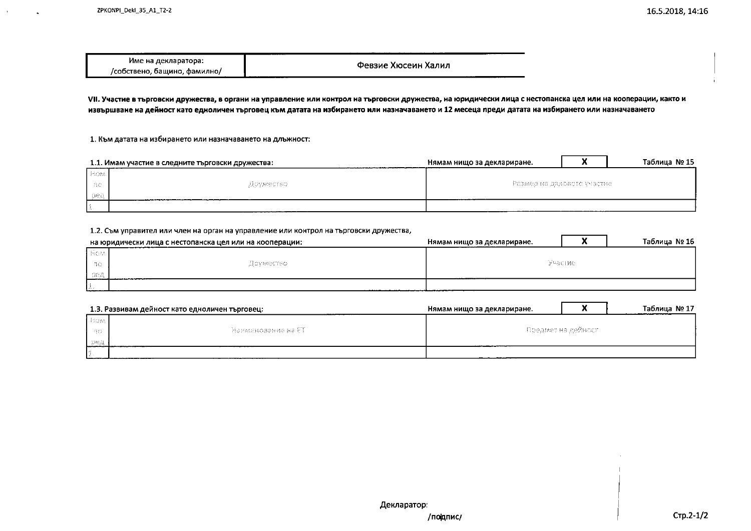| Име на декларатора: /собствено, бащино, фамилно/ | Февзие Хюсеин Халил |
|---|---|

**VII. Участие в търговски дружества, в органи на управление или контрол на търговски дружества, на юридически лица с нестопанска цел или на кооперации, както и извършване на дейност като едноличен търговец към датата на избирането или назначаването и 12 месеца преди датата на избирането или назначаването**

1. Към датата на избирането или назначаването на длъжност:

1.1. Имам участие в следните търговски дружества: Нямам нищо за деклариране. **X** Таблица № 15

| Ном по ред | Дружество | Размер на дяловото участие |
|---|---|---|
| 1. | | |

1.2. Съм управител или член на орган на управление или контрол на търговски дружества, на юридически лица с нестопанска цел или на кооперации: Нямам нищо за деклариране. **X** Таблица № 16

| Ном по ред | Дружество | Участие |
|---|---|---|
| 1. | | |

1.3. Развивам дейност като едноличен търговец: Нямам нищо за деклариране. **X** Таблица № 17

| Ном по ред | Наименование на ЕТ | Предмет на дейност |
|---|---|---|
| 1. | | |

Декларатор:

/подпис/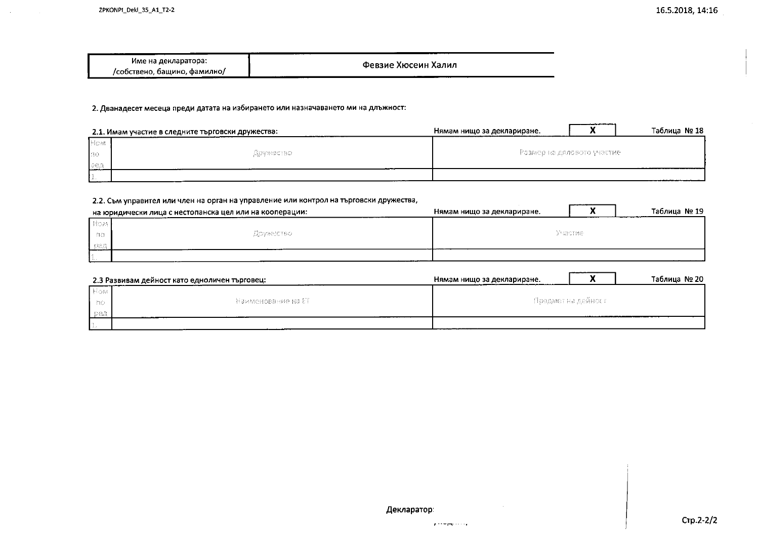| Име на декларатора: /собствено, бащино, фамилно/ | Февзие Хюсеин Халил |
|---|---|

2. Дванадесет месеца преди датата на избирането или назначаването ми на длъжност:

2.1. Имам участие в следните търговски дружества: Нямам нищо за деклариране. **X** Таблица № 18

| Ном по ред | Дружество | Размер на дяловото участие |
|---|---|---|
| 1. | | |

2.2. Съм управител или член на орган на управление или контрол на търговски дружества, на юридически лица с нестопанска цел или на кооперации: Нямам нищо за деклариране. **X** Таблица № 19

| Ном по ред | Дружество | Участие |
|---|---|---|
| 1. | | |

2.3 Развивам дейност като едноличен търговец: Нямам нищо за деклариране. **X** Таблица № 20

| Ном по ред | Наименование на ЕТ | Предмет на дейност |
|---|---|---|
| 1. | | |

Декларатор: